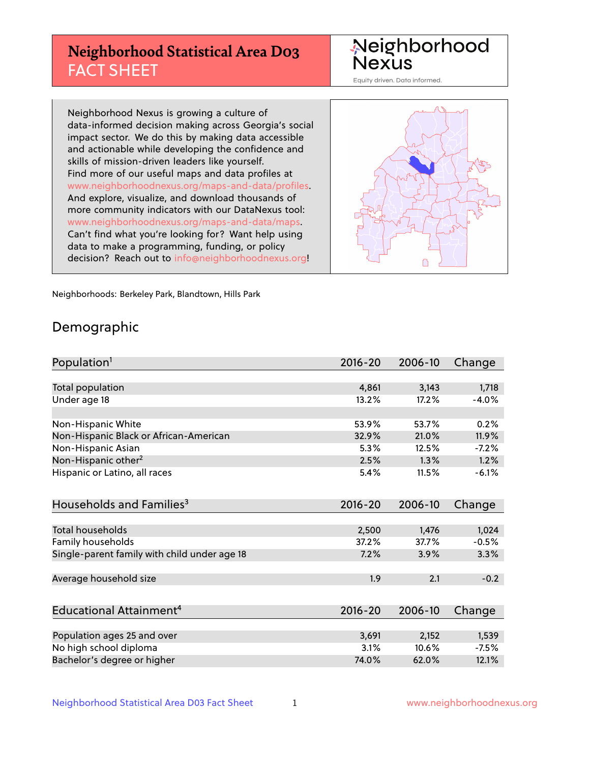# Neighborhood Statistical Area D03 FACT SHEET

Neighborhood Nexus
Equity driven. Data informed.

Neighborhood Nexus is growing a culture of data-informed decision making across Georgia's social impact sector. We do this by making data accessible and actionable while developing the confidence and skills of mission-driven leaders like yourself. Find more of our useful maps and data profiles at www.neighborhoodnexus.org/maps-and-data/profiles. And explore, visualize, and download thousands of more community indicators with our DataNexus tool: www.neighborhoodnexus.org/maps-and-data/maps. Can't find what you're looking for? Want help using data to make a programming, funding, or policy decision? Reach out to info@neighborhoodnexus.org!

Neighborhoods: Berkeley Park, Blandtown, Hills Park

## Demographic

| Population[1] | 2016-20 | 2006-10 | Change |
|---|---|---|---|
| Total population | 4,861 | 3,143 | 1,718 |
| Under age 18 | 13.2% | 17.2% | -4.0% |
| | | | |
| Non-Hispanic White | 53.9% | 53.7% | 0.2% |
| Non-Hispanic Black or African-American | 32.9% | 21.0% | 11.9% |
| Non-Hispanic Asian | 5.3% | 12.5% | -7.2% |
| Non-Hispanic other[2] | 2.5% | 1.3% | 1.2% |
| Hispanic or Latino, all races | 5.4% | 11.5% | -6.1% |

| Households and Families[3] | 2016-20 | 2006-10 | Change |
|---|---|---|---|
| Total households | 2,500 | 1,476 | 1,024 |
| Family households | 37.2% | 37.7% | -0.5% |
| Single-parent family with child under age 18 | 7.2% | 3.9% | 3.3% |
| | | | |
| Average household size | 1.9 | 2.1 | -0.2 |

| Educational Attainment[4] | 2016-20 | 2006-10 | Change |
|---|---|---|---|
| Population ages 25 and over | 3,691 | 2,152 | 1,539 |
| No high school diploma | 3.1% | 10.6% | -7.5% |
| Bachelor's degree or higher | 74.0% | 62.0% | 12.1% |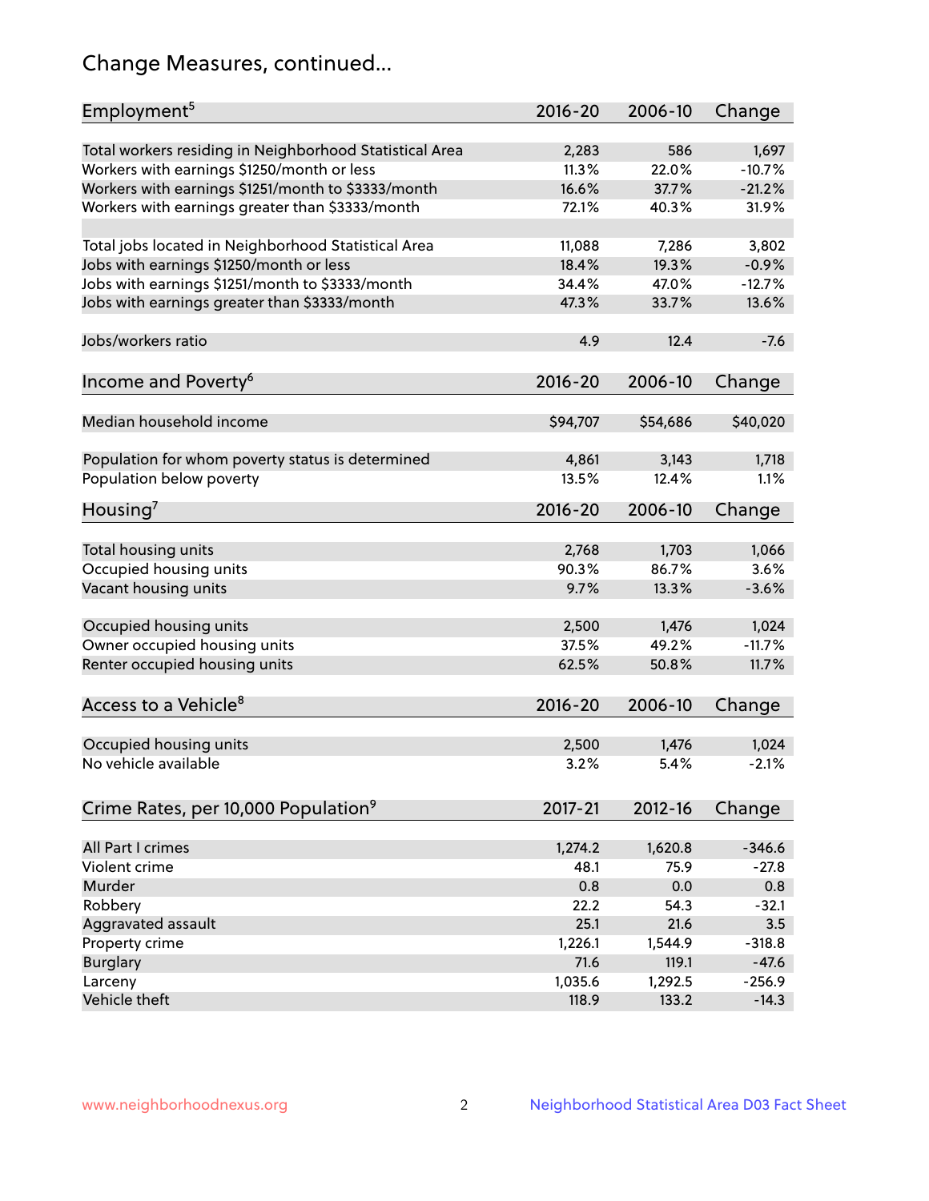## Change Measures, continued...

| Employment[5] | 2016-20 | 2006-10 | Change |
|---|---|---|---|
| Total workers residing in Neighborhood Statistical Area | 2,283 | 586 | 1,697 |
| Workers with earnings $1250/month or less | 11.3% | 22.0% | -10.7% |
| Workers with earnings $1251/month to $3333/month | 16.6% | 37.7% | -21.2% |
| Workers with earnings greater than $3333/month | 72.1% | 40.3% | 31.9% |
| | | | |
| Total jobs located in Neighborhood Statistical Area | 11,088 | 7,286 | 3,802 |
| Jobs with earnings $1250/month or less | 18.4% | 19.3% | -0.9% |
| Jobs with earnings $1251/month to $3333/month | 34.4% | 47.0% | -12.7% |
| Jobs with earnings greater than $3333/month | 47.3% | 33.7% | 13.6% |
| | | | |
| Jobs/workers ratio | 4.9 | 12.4 | -7.6 |

| Income and Poverty[6] | 2016-20 | 2006-10 | Change |
|---|---|---|---|
| Median household income | $94,707 | $54,686 | $40,020 |
| | | | |
| Population for whom poverty status is determined | 4,861 | 3,143 | 1,718 |
| Population below poverty | 13.5% | 12.4% | 1.1% |

| Housing[7] | 2016-20 | 2006-10 | Change |
|---|---|---|---|
| Total housing units | 2,768 | 1,703 | 1,066 |
| Occupied housing units | 90.3% | 86.7% | 3.6% |
| Vacant housing units | 9.7% | 13.3% | -3.6% |
| | | | |
| Occupied housing units | 2,500 | 1,476 | 1,024 |
| Owner occupied housing units | 37.5% | 49.2% | -11.7% |
| Renter occupied housing units | 62.5% | 50.8% | 11.7% |

| Access to a Vehicle[8] | 2016-20 | 2006-10 | Change |
|---|---|---|---|
| Occupied housing units | 2,500 | 1,476 | 1,024 |
| No vehicle available | 3.2% | 5.4% | -2.1% |

| Crime Rates, per 10,000 Population[9] | 2017-21 | 2012-16 | Change |
|---|---|---|---|
| All Part I crimes | 1,274.2 | 1,620.8 | -346.6 |
| Violent crime | 48.1 | 75.9 | -27.8 |
| Murder | 0.8 | 0.0 | 0.8 |
| Robbery | 22.2 | 54.3 | -32.1 |
| Aggravated assault | 25.1 | 21.6 | 3.5 |
| Property crime | 1,226.1 | 1,544.9 | -318.8 |
| Burglary | 71.6 | 119.1 | -47.6 |
| Larceny | 1,035.6 | 1,292.5 | -256.9 |
| Vehicle theft | 118.9 | 133.2 | -14.3 |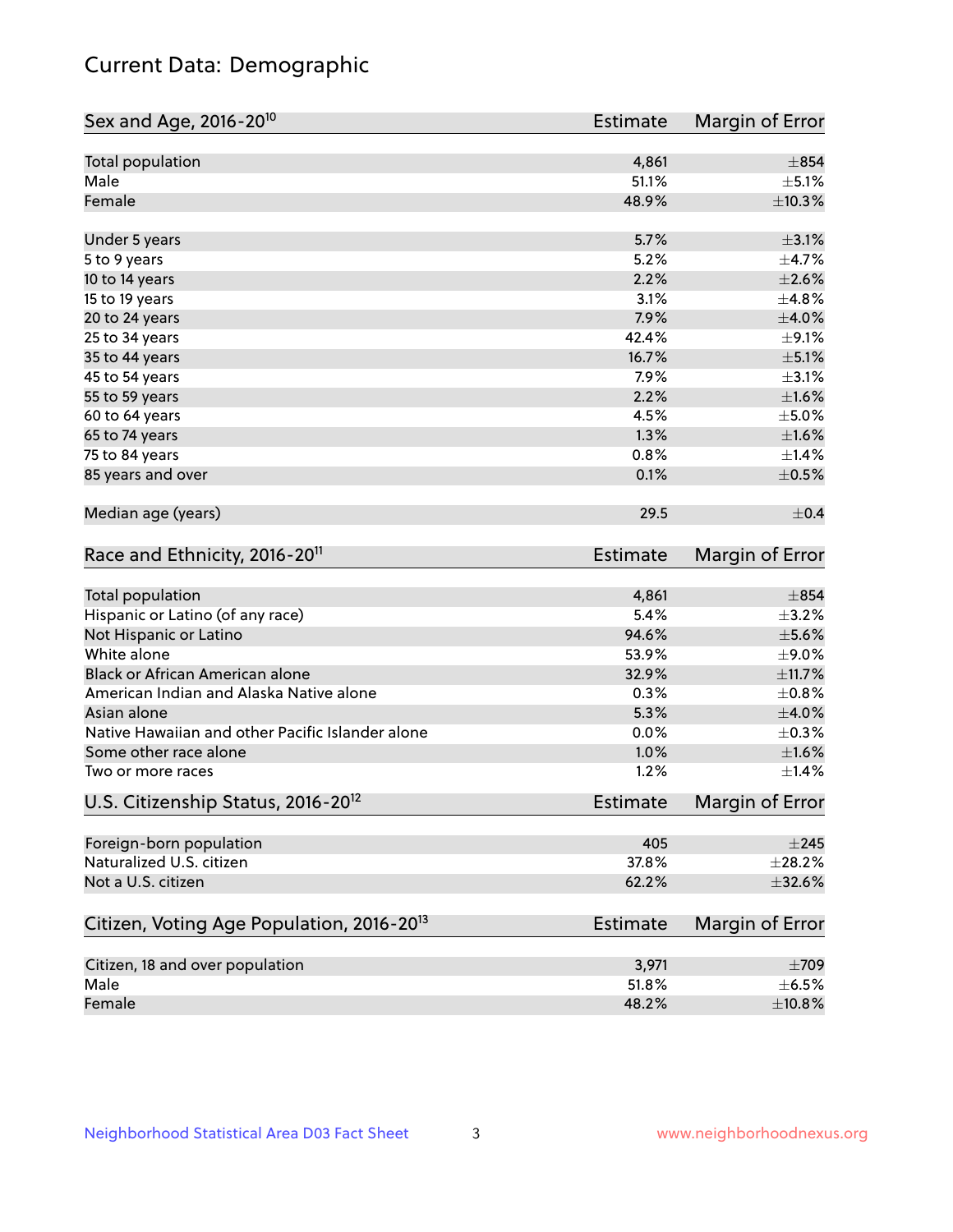# Current Data: Demographic

| Sex and Age, 2016-20[10] | Estimate | Margin of Error |
|---|---|---|
| Total population | 4,861 | ±854 |
| Male | 51.1% | ±5.1% |
| Female | 48.9% | ±10.3% |
| Under 5 years | 5.7% | ±3.1% |
| 5 to 9 years | 5.2% | ±4.7% |
| 10 to 14 years | 2.2% | ±2.6% |
| 15 to 19 years | 3.1% | ±4.8% |
| 20 to 24 years | 7.9% | ±4.0% |
| 25 to 34 years | 42.4% | ±9.1% |
| 35 to 44 years | 16.7% | ±5.1% |
| 45 to 54 years | 7.9% | ±3.1% |
| 55 to 59 years | 2.2% | ±1.6% |
| 60 to 64 years | 4.5% | ±5.0% |
| 65 to 74 years | 1.3% | ±1.6% |
| 75 to 84 years | 0.8% | ±1.4% |
| 85 years and over | 0.1% | ±0.5% |
| Median age (years) | 29.5 | ±0.4 |

| Race and Ethnicity, 2016-20[11] | Estimate | Margin of Error |
|---|---|---|
| Total population | 4,861 | ±854 |
| Hispanic or Latino (of any race) | 5.4% | ±3.2% |
| Not Hispanic or Latino | 94.6% | ±5.6% |
| White alone | 53.9% | ±9.0% |
| Black or African American alone | 32.9% | ±11.7% |
| American Indian and Alaska Native alone | 0.3% | ±0.8% |
| Asian alone | 5.3% | ±4.0% |
| Native Hawaiian and other Pacific Islander alone | 0.0% | ±0.3% |
| Some other race alone | 1.0% | ±1.6% |
| Two or more races | 1.2% | ±1.4% |

| U.S. Citizenship Status, 2016-20[12] | Estimate | Margin of Error |
|---|---|---|
| Foreign-born population | 405 | ±245 |
| Naturalized U.S. citizen | 37.8% | ±28.2% |
| Not a U.S. citizen | 62.2% | ±32.6% |

| Citizen, Voting Age Population, 2016-20[13] | Estimate | Margin of Error |
|---|---|---|
| Citizen, 18 and over population | 3,971 | ±709 |
| Male | 51.8% | ±6.5% |
| Female | 48.2% | ±10.8% |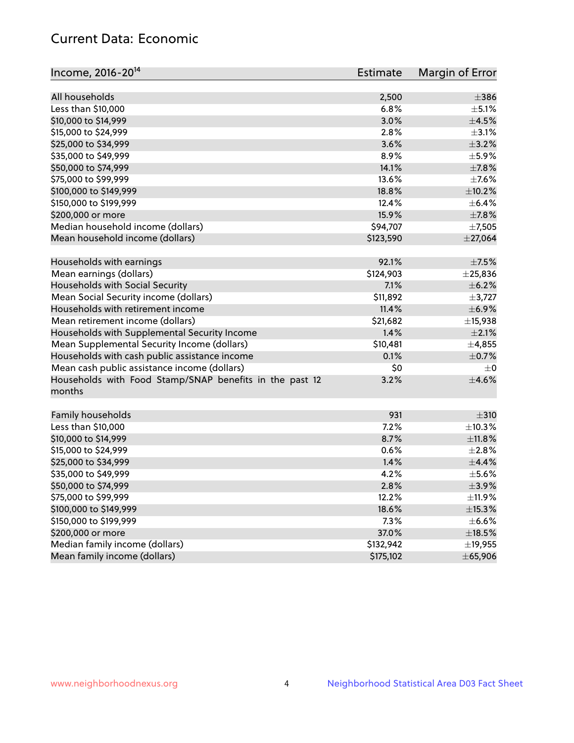## Current Data: Economic

| Income, 2016-20[14] | Estimate | Margin of Error |
|---|---|---|
| All households | 2,500 | ±386 |
| Less than $10,000 | 6.8% | ±5.1% |
| $10,000 to $14,999 | 3.0% | ±4.5% |
| $15,000 to $24,999 | 2.8% | ±3.1% |
| $25,000 to $34,999 | 3.6% | ±3.2% |
| $35,000 to $49,999 | 8.9% | ±5.9% |
| $50,000 to $74,999 | 14.1% | ±7.8% |
| $75,000 to $99,999 | 13.6% | ±7.6% |
| $100,000 to $149,999 | 18.8% | ±10.2% |
| $150,000 to $199,999 | 12.4% | ±6.4% |
| $200,000 or more | 15.9% | ±7.8% |
| Median household income (dollars) | $94,707 | ±7,505 |
| Mean household income (dollars) | $123,590 | ±27,064 |
| | | |
| Households with earnings | 92.1% | ±7.5% |
| Mean earnings (dollars) | $124,903 | ±25,836 |
| Households with Social Security | 7.1% | ±6.2% |
| Mean Social Security income (dollars) | $11,892 | ±3,727 |
| Households with retirement income | 11.4% | ±6.9% |
| Mean retirement income (dollars) | $21,682 | ±15,938 |
| Households with Supplemental Security Income | 1.4% | ±2.1% |
| Mean Supplemental Security Income (dollars) | $10,481 | ±4,855 |
| Households with cash public assistance income | 0.1% | ±0.7% |
| Mean cash public assistance income (dollars) | $0 | ±0 |
| Households with Food Stamp/SNAP benefits in the past 12 months | 3.2% | ±4.6% |
| | | |
| Family households | 931 | ±310 |
| Less than $10,000 | 7.2% | ±10.3% |
| $10,000 to $14,999 | 8.7% | ±11.8% |
| $15,000 to $24,999 | 0.6% | ±2.8% |
| $25,000 to $34,999 | 1.4% | ±4.4% |
| $35,000 to $49,999 | 4.2% | ±5.6% |
| $50,000 to $74,999 | 2.8% | ±3.9% |
| $75,000 to $99,999 | 12.2% | ±11.9% |
| $100,000 to $149,999 | 18.6% | ±15.3% |
| $150,000 to $199,999 | 7.3% | ±6.6% |
| $200,000 or more | 37.0% | ±18.5% |
| Median family income (dollars) | $132,942 | ±19,955 |
| Mean family income (dollars) | $175,102 | ±65,906 |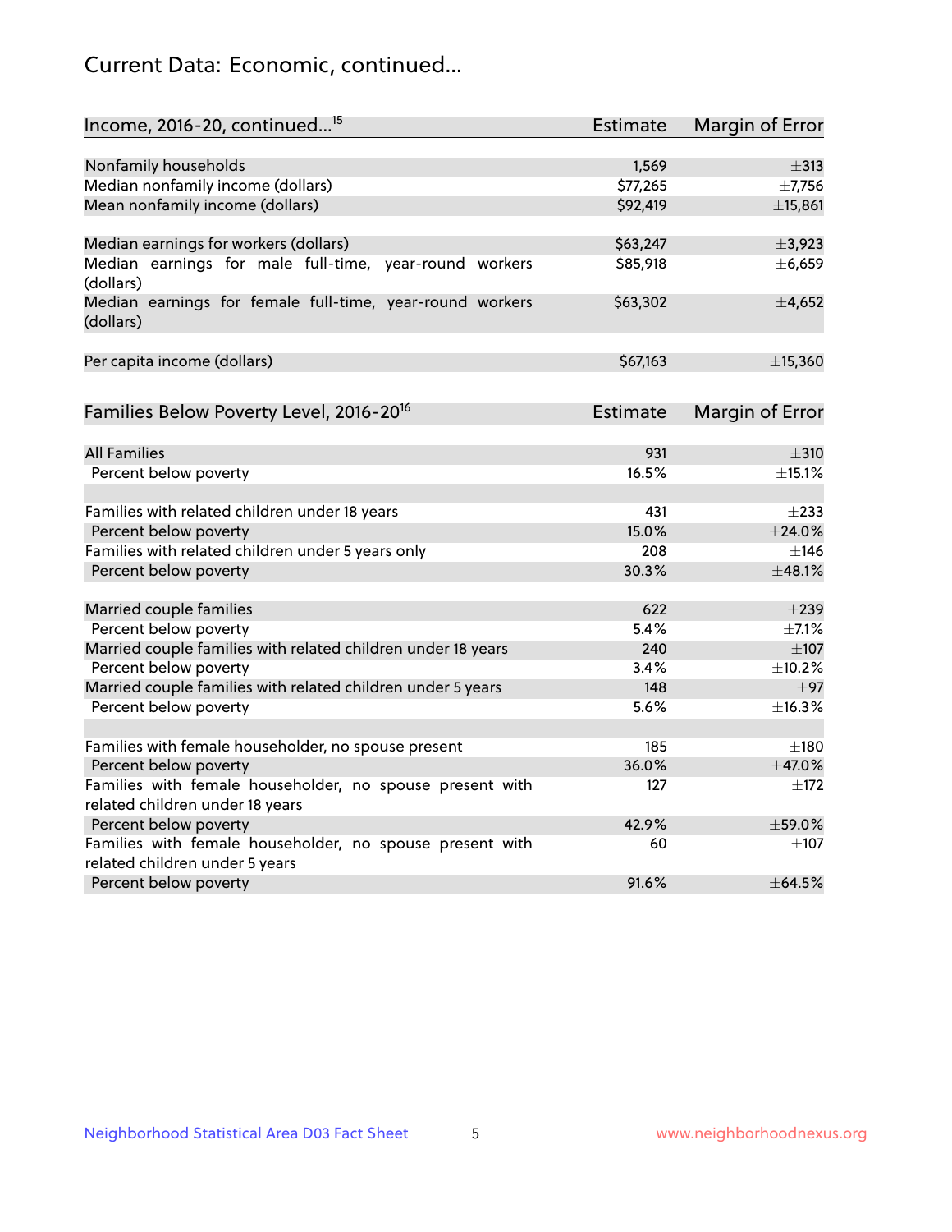# Current Data: Economic, continued...

| Income, 2016-20, continued...[15] | Estimate | Margin of Error |
|---|---|---|
| Nonfamily households | 1,569 | ±313 |
| Median nonfamily income (dollars) | $77,265 | ±7,756 |
| Mean nonfamily income (dollars) | $92,419 | ±15,861 |
| | | |
| Median earnings for workers (dollars) | $63,247 | ±3,923 |
| Median earnings for male full-time, year-round workers (dollars) | $85,918 | ±6,659 |
| Median earnings for female full-time, year-round workers (dollars) | $63,302 | ±4,652 |
| | | |
| Per capita income (dollars) | $67,163 | ±15,360 |

| Families Below Poverty Level, 2016-20[16] | Estimate | Margin of Error |
|---|---|---|
| All Families | 931 | ±310 |
| Percent below poverty | 16.5% | ±15.1% |
| | | |
| Families with related children under 18 years | 431 | ±233 |
| Percent below poverty | 15.0% | ±24.0% |
| Families with related children under 5 years only | 208 | ±146 |
| Percent below poverty | 30.3% | ±48.1% |
| | | |
| Married couple families | 622 | ±239 |
| Percent below poverty | 5.4% | ±7.1% |
| Married couple families with related children under 18 years | 240 | ±107 |
| Percent below poverty | 3.4% | ±10.2% |
| Married couple families with related children under 5 years | 148 | ±97 |
| Percent below poverty | 5.6% | ±16.3% |
| | | |
| Families with female householder, no spouse present | 185 | ±180 |
| Percent below poverty | 36.0% | ±47.0% |
| Families with female householder, no spouse present with related children under 18 years | 127 | ±172 |
| Percent below poverty | 42.9% | ±59.0% |
| Families with female householder, no spouse present with related children under 5 years | 60 | ±107 |
| Percent below poverty | 91.6% | ±64.5% |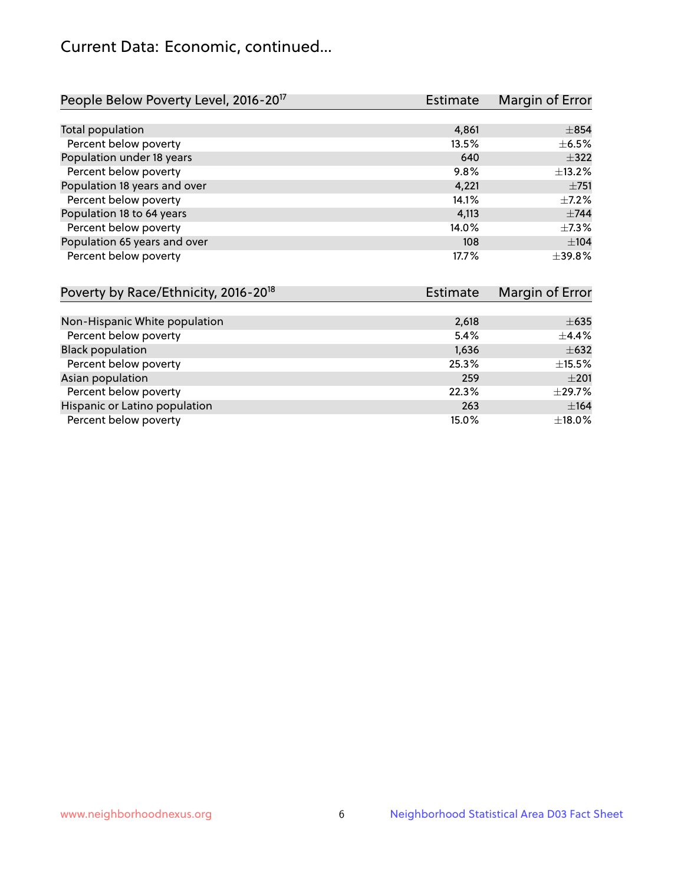# Current Data: Economic, continued...

| People Below Poverty Level, 2016-20[17] | Estimate | Margin of Error |
|---|---|---|
| Total population | 4,861 | ±854 |
| Percent below poverty | 13.5% | ±6.5% |
| Population under 18 years | 640 | ±322 |
| Percent below poverty | 9.8% | ±13.2% |
| Population 18 years and over | 4,221 | ±751 |
| Percent below poverty | 14.1% | ±7.2% |
| Population 18 to 64 years | 4,113 | ±744 |
| Percent below poverty | 14.0% | ±7.3% |
| Population 65 years and over | 108 | ±104 |
| Percent below poverty | 17.7% | ±39.8% |

| Poverty by Race/Ethnicity, 2016-20[18] | Estimate | Margin of Error |
|---|---|---|
| Non-Hispanic White population | 2,618 | ±635 |
| Percent below poverty | 5.4% | ±4.4% |
| Black population | 1,636 | ±632 |
| Percent below poverty | 25.3% | ±15.5% |
| Asian population | 259 | ±201 |
| Percent below poverty | 22.3% | ±29.7% |
| Hispanic or Latino population | 263 | ±164 |
| Percent below poverty | 15.0% | ±18.0% |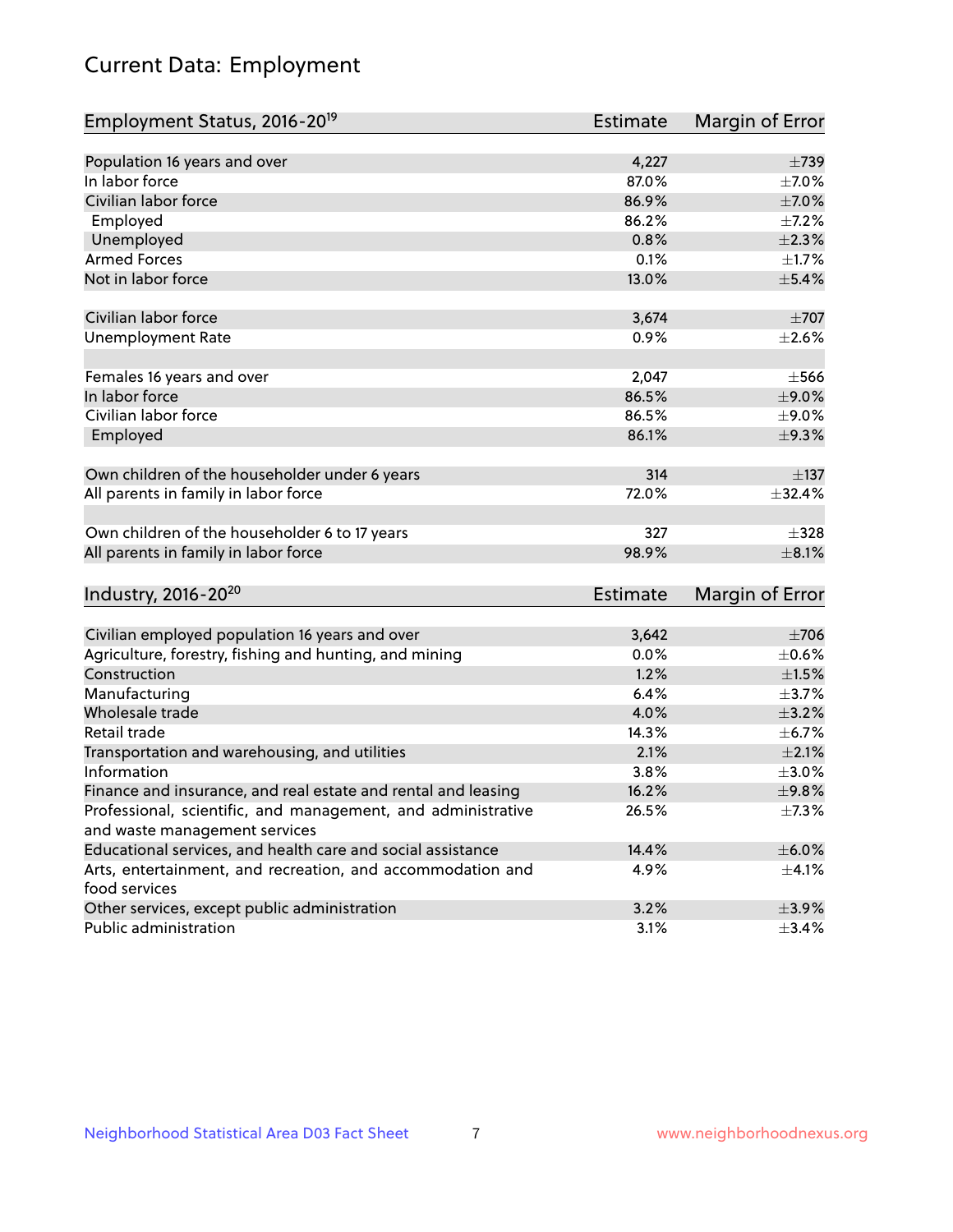# Current Data: Employment

| Employment Status, 2016-20[19] | Estimate | Margin of Error |
|---|---|---|
| Population 16 years and over | 4,227 | ±739 |
| In labor force | 87.0% | ±7.0% |
| Civilian labor force | 86.9% | ±7.0% |
| Employed | 86.2% | ±7.2% |
| Unemployed | 0.8% | ±2.3% |
| Armed Forces | 0.1% | ±1.7% |
| Not in labor force | 13.0% | ±5.4% |
| | | |
| Civilian labor force | 3,674 | ±707 |
| Unemployment Rate | 0.9% | ±2.6% |
| | | |
| Females 16 years and over | 2,047 | ±566 |
| In labor force | 86.5% | ±9.0% |
| Civilian labor force | 86.5% | ±9.0% |
| Employed | 86.1% | ±9.3% |
| | | |
| Own children of the householder under 6 years | 314 | ±137 |
| All parents in family in labor force | 72.0% | ±32.4% |
| | | |
| Own children of the householder 6 to 17 years | 327 | ±328 |
| All parents in family in labor force | 98.9% | ±8.1% |

| Industry, 2016-20[20] | Estimate | Margin of Error |
|---|---|---|
| Civilian employed population 16 years and over | 3,642 | ±706 |
| Agriculture, forestry, fishing and hunting, and mining | 0.0% | ±0.6% |
| Construction | 1.2% | ±1.5% |
| Manufacturing | 6.4% | ±3.7% |
| Wholesale trade | 4.0% | ±3.2% |
| Retail trade | 14.3% | ±6.7% |
| Transportation and warehousing, and utilities | 2.1% | ±2.1% |
| Information | 3.8% | ±3.0% |
| Finance and insurance, and real estate and rental and leasing | 16.2% | ±9.8% |
| Professional, scientific, and management, and administrative and waste management services | 26.5% | ±7.3% |
| Educational services, and health care and social assistance | 14.4% | ±6.0% |
| Arts, entertainment, and recreation, and accommodation and food services | 4.9% | ±4.1% |
| Other services, except public administration | 3.2% | ±3.9% |
| Public administration | 3.1% | ±3.4% |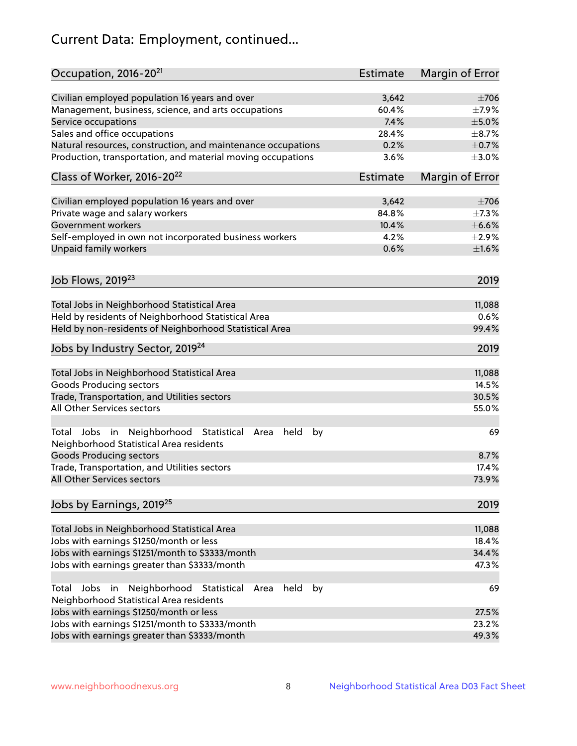# Current Data: Employment, continued...

| Occupation, 2016-20[21] | Estimate | Margin of Error |
|---|---|---|
| Civilian employed population 16 years and over | 3,642 | ±706 |
| Management, business, science, and arts occupations | 60.4% | ±7.9% |
| Service occupations | 7.4% | ±5.0% |
| Sales and office occupations | 28.4% | ±8.7% |
| Natural resources, construction, and maintenance occupations | 0.2% | ±0.7% |
| Production, transportation, and material moving occupations | 3.6% | ±3.0% |

| Class of Worker, 2016-20[22] | Estimate | Margin of Error |
|---|---|---|
| Civilian employed population 16 years and over | 3,642 | ±706 |
| Private wage and salary workers | 84.8% | ±7.3% |
| Government workers | 10.4% | ±6.6% |
| Self-employed in own not incorporated business workers | 4.2% | ±2.9% |
| Unpaid family workers | 0.6% | ±1.6% |

| Job Flows, 2019[23] | 2019 |
|---|---|
| Total Jobs in Neighborhood Statistical Area | 11,088 |
| Held by residents of Neighborhood Statistical Area | 0.6% |
| Held by non-residents of Neighborhood Statistical Area | 99.4% |

| Jobs by Industry Sector, 2019[24] | 2019 |
|---|---|
| Total Jobs in Neighborhood Statistical Area | 11,088 |
| Goods Producing sectors | 14.5% |
| Trade, Transportation, and Utilities sectors | 30.5% |
| All Other Services sectors | 55.0% |
| Total Jobs in Neighborhood Statistical Area held by Neighborhood Statistical Area residents | 69 |
| Goods Producing sectors | 8.7% |
| Trade, Transportation, and Utilities sectors | 17.4% |
| All Other Services sectors | 73.9% |

| Jobs by Earnings, 2019[25] | 2019 |
|---|---|
| Total Jobs in Neighborhood Statistical Area | 11,088 |
| Jobs with earnings \$1250/month or less | 18.4% |
| Jobs with earnings \$1251/month to \$3333/month | 34.4% |
| Jobs with earnings greater than \$3333/month | 47.3% |
| Total Jobs in Neighborhood Statistical Area held by Neighborhood Statistical Area residents | 69 |
| Jobs with earnings \$1250/month or less | 27.5% |
| Jobs with earnings \$1251/month to \$3333/month | 23.2% |
| Jobs with earnings greater than \$3333/month | 49.3% |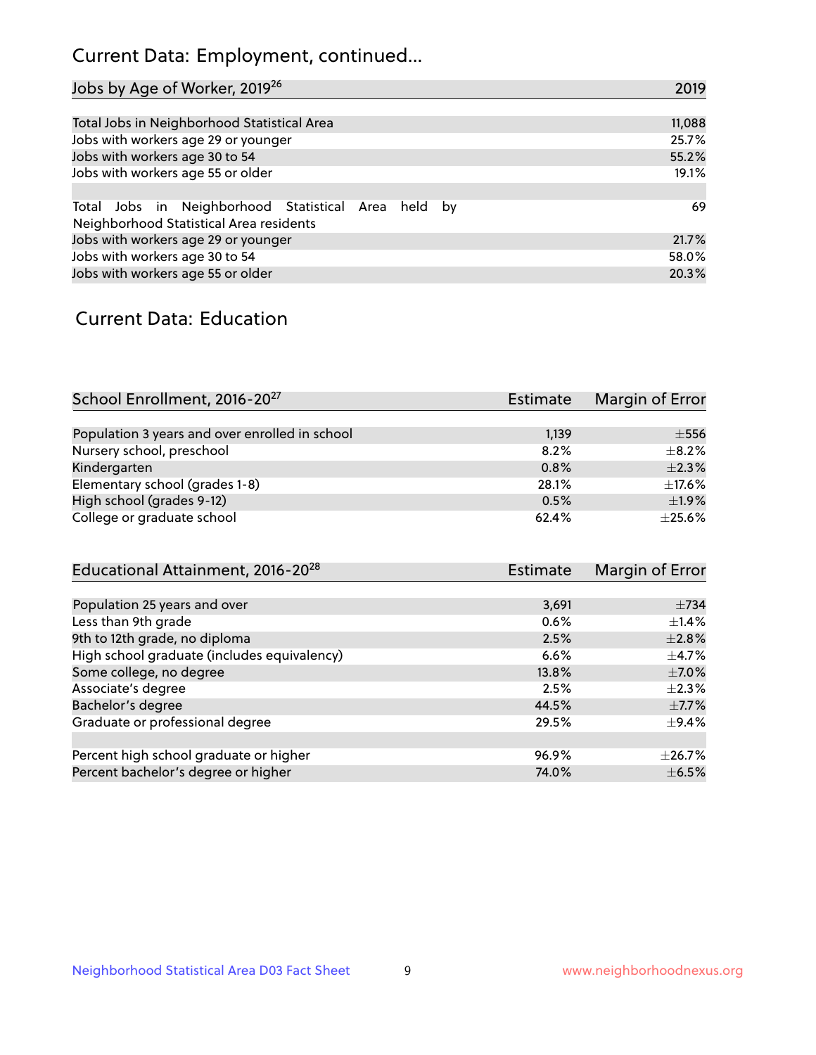## Current Data: Employment, continued...

| Jobs by Age of Worker, 2019[26] | 2019 |
|---|---|
| Total Jobs in Neighborhood Statistical Area | 11,088 |
| Jobs with workers age 29 or younger | 25.7% |
| Jobs with workers age 30 to 54 | 55.2% |
| Jobs with workers age 55 or older | 19.1% |
| | |
| Total Jobs in Neighborhood Statistical Area held by Neighborhood Statistical Area residents | 69 |
| Jobs with workers age 29 or younger | 21.7% |
| Jobs with workers age 30 to 54 | 58.0% |
| Jobs with workers age 55 or older | 20.3% |

## Current Data: Education

| School Enrollment, 2016-20[27] | Estimate | Margin of Error |
|---|---|---|
| Population 3 years and over enrolled in school | 1,139 | ±556 |
| Nursery school, preschool | 8.2% | ±8.2% |
| Kindergarten | 0.8% | ±2.3% |
| Elementary school (grades 1-8) | 28.1% | ±17.6% |
| High school (grades 9-12) | 0.5% | ±1.9% |
| College or graduate school | 62.4% | ±25.6% |

| Educational Attainment, 2016-20[28] | Estimate | Margin of Error |
|---|---|---|
| Population 25 years and over | 3,691 | ±734 |
| Less than 9th grade | 0.6% | ±1.4% |
| 9th to 12th grade, no diploma | 2.5% | ±2.8% |
| High school graduate (includes equivalency) | 6.6% | ±4.7% |
| Some college, no degree | 13.8% | ±7.0% |
| Associate's degree | 2.5% | ±2.3% |
| Bachelor's degree | 44.5% | ±7.7% |
| Graduate or professional degree | 29.5% | ±9.4% |
| | | |
| Percent high school graduate or higher | 96.9% | ±26.7% |
| Percent bachelor's degree or higher | 74.0% | ±6.5% |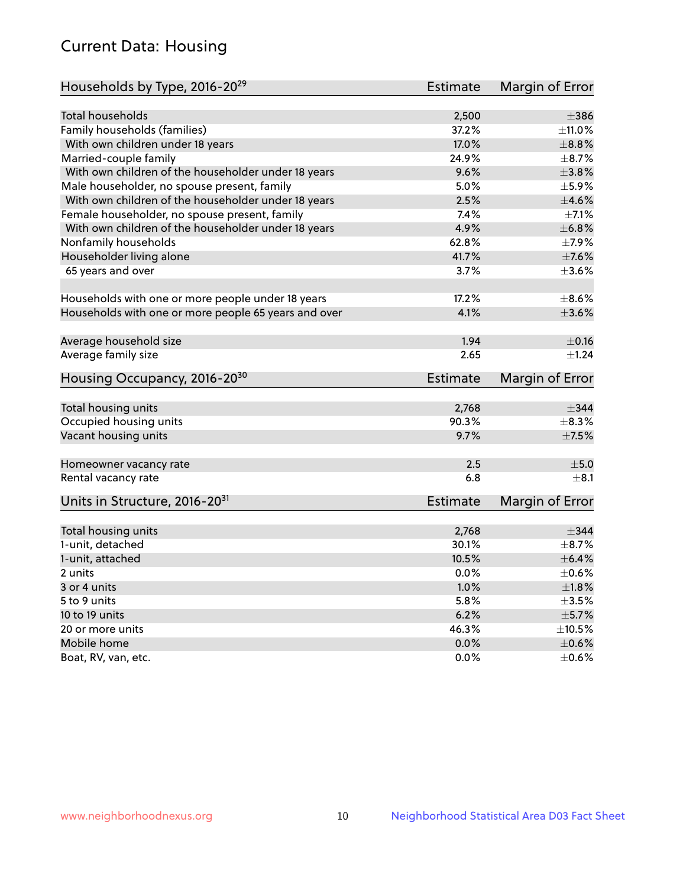## Current Data: Housing

| Households by Type, 2016-20[29] | Estimate | Margin of Error |
|---|---|---|
| Total households | 2,500 | ±386 |
| Family households (families) | 37.2% | ±11.0% |
| With own children under 18 years | 17.0% | ±8.8% |
| Married-couple family | 24.9% | ±8.7% |
| With own children of the householder under 18 years | 9.6% | ±3.8% |
| Male householder, no spouse present, family | 5.0% | ±5.9% |
| With own children of the householder under 18 years | 2.5% | ±4.6% |
| Female householder, no spouse present, family | 7.4% | ±7.1% |
| With own children of the householder under 18 years | 4.9% | ±6.8% |
| Nonfamily households | 62.8% | ±7.9% |
| Householder living alone | 41.7% | ±7.6% |
| 65 years and over | 3.7% | ±3.6% |
| Households with one or more people under 18 years | 17.2% | ±8.6% |
| Households with one or more people 65 years and over | 4.1% | ±3.6% |
| Average household size | 1.94 | ±0.16 |
| Average family size | 2.65 | ±1.24 |

| Housing Occupancy, 2016-20[30] | Estimate | Margin of Error |
|---|---|---|
| Total housing units | 2,768 | ±344 |
| Occupied housing units | 90.3% | ±8.3% |
| Vacant housing units | 9.7% | ±7.5% |
| Homeowner vacancy rate | 2.5 | ±5.0 |
| Rental vacancy rate | 6.8 | ±8.1 |

| Units in Structure, 2016-20[31] | Estimate | Margin of Error |
|---|---|---|
| Total housing units | 2,768 | ±344 |
| 1-unit, detached | 30.1% | ±8.7% |
| 1-unit, attached | 10.5% | ±6.4% |
| 2 units | 0.0% | ±0.6% |
| 3 or 4 units | 1.0% | ±1.8% |
| 5 to 9 units | 5.8% | ±3.5% |
| 10 to 19 units | 6.2% | ±5.7% |
| 20 or more units | 46.3% | ±10.5% |
| Mobile home | 0.0% | ±0.6% |
| Boat, RV, van, etc. | 0.0% | ±0.6% |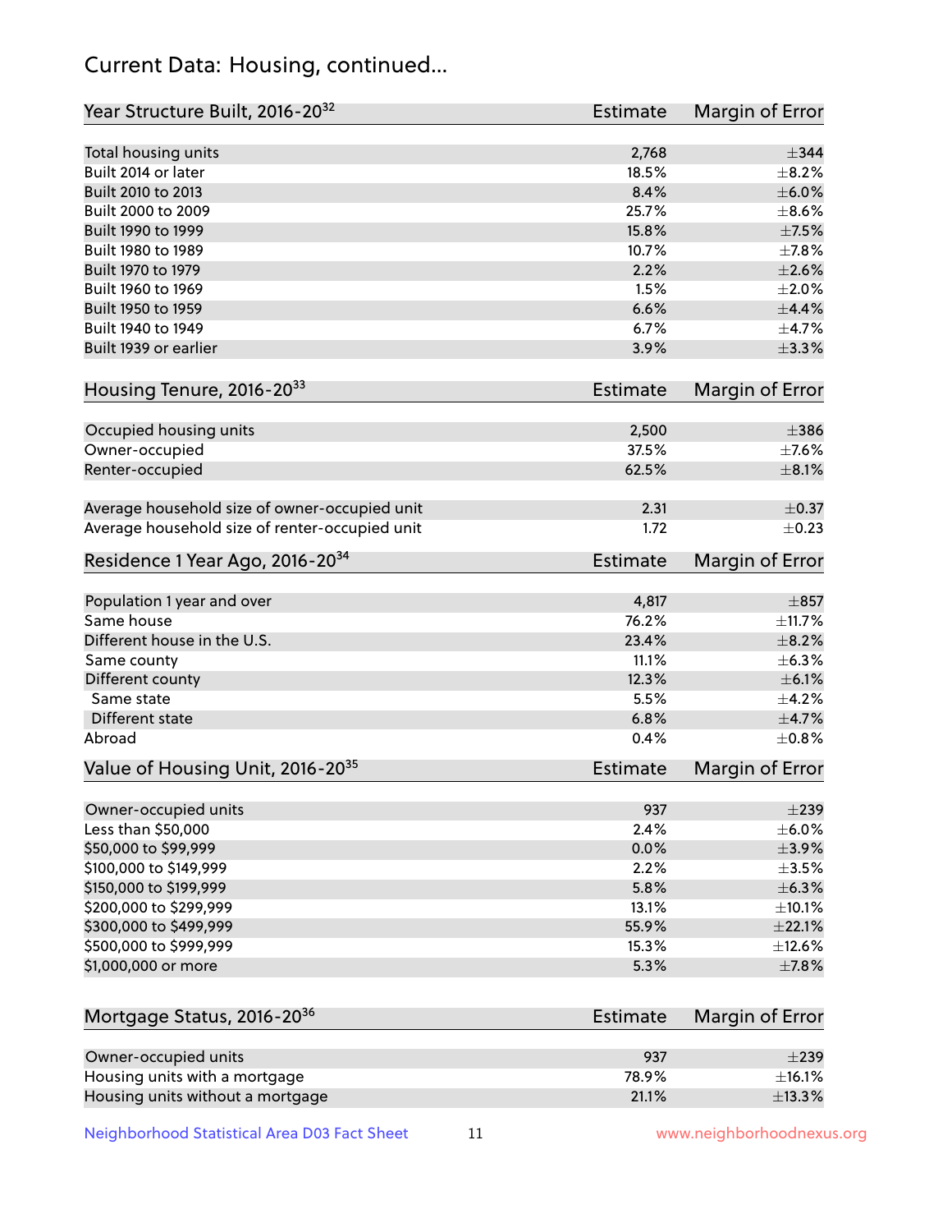## Current Data: Housing, continued...

| Year Structure Built, 2016-20[32] | Estimate | Margin of Error |
|---|---|---|
| Total housing units | 2,768 | ±344 |
| Built 2014 or later | 18.5% | ±8.2% |
| Built 2010 to 2013 | 8.4% | ±6.0% |
| Built 2000 to 2009 | 25.7% | ±8.6% |
| Built 1990 to 1999 | 15.8% | ±7.5% |
| Built 1980 to 1989 | 10.7% | ±7.8% |
| Built 1970 to 1979 | 2.2% | ±2.6% |
| Built 1960 to 1969 | 1.5% | ±2.0% |
| Built 1950 to 1959 | 6.6% | ±4.4% |
| Built 1940 to 1949 | 6.7% | ±4.7% |
| Built 1939 or earlier | 3.9% | ±3.3% |

| Housing Tenure, 2016-20[33] | Estimate | Margin of Error |
|---|---|---|
| Occupied housing units | 2,500 | ±386 |
| Owner-occupied | 37.5% | ±7.6% |
| Renter-occupied | 62.5% | ±8.1% |
| Average household size of owner-occupied unit | 2.31 | ±0.37 |
| Average household size of renter-occupied unit | 1.72 | ±0.23 |

| Residence 1 Year Ago, 2016-20[34] | Estimate | Margin of Error |
|---|---|---|
| Population 1 year and over | 4,817 | ±857 |
| Same house | 76.2% | ±11.7% |
| Different house in the U.S. | 23.4% | ±8.2% |
| Same county | 11.1% | ±6.3% |
| Different county | 12.3% | ±6.1% |
| Same state | 5.5% | ±4.2% |
| Different state | 6.8% | ±4.7% |
| Abroad | 0.4% | ±0.8% |

| Value of Housing Unit, 2016-20[35] | Estimate | Margin of Error |
|---|---|---|
| Owner-occupied units | 937 | ±239 |
| Less than $50,000 | 2.4% | ±6.0% |
| $50,000 to $99,999 | 0.0% | ±3.9% |
| $100,000 to $149,999 | 2.2% | ±3.5% |
| $150,000 to $199,999 | 5.8% | ±6.3% |
| $200,000 to $299,999 | 13.1% | ±10.1% |
| $300,000 to $499,999 | 55.9% | ±22.1% |
| $500,000 to $999,999 | 15.3% | ±12.6% |
| $1,000,000 or more | 5.3% | ±7.8% |

| Mortgage Status, 2016-20[36] | Estimate | Margin of Error |
|---|---|---|
| Owner-occupied units | 937 | ±239 |
| Housing units with a mortgage | 78.9% | ±16.1% |
| Housing units without a mortgage | 21.1% | ±13.3% |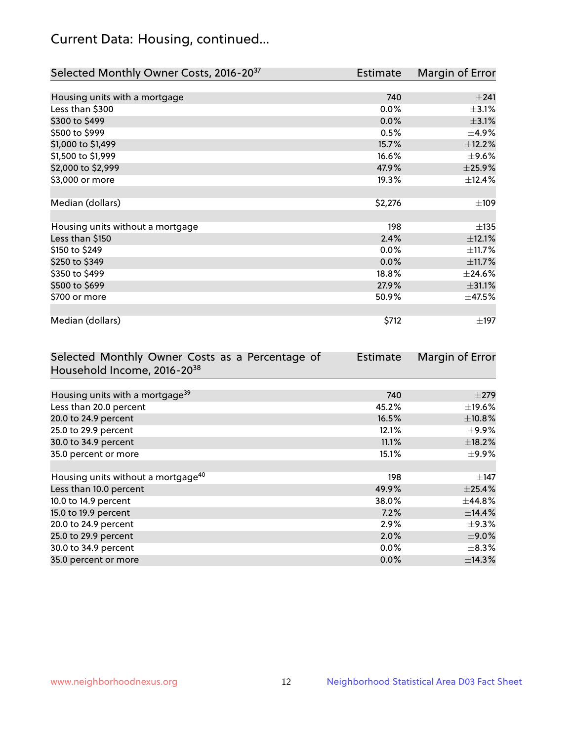## Current Data: Housing, continued...

| Selected Monthly Owner Costs, 2016-20[37] | Estimate | Margin of Error |
|---|---|---|
| Housing units with a mortgage | 740 | ±241 |
| Less than $300 | 0.0% | ±3.1% |
| $300 to $499 | 0.0% | ±3.1% |
| $500 to $999 | 0.5% | ±4.9% |
| $1,000 to $1,499 | 15.7% | ±12.2% |
| $1,500 to $1,999 | 16.6% | ±9.6% |
| $2,000 to $2,999 | 47.9% | ±25.9% |
| $3,000 or more | 19.3% | ±12.4% |
| | | |
| Median (dollars) | $2,276 | ±109 |
| | | |
| Housing units without a mortgage | 198 | ±135 |
| Less than $150 | 2.4% | ±12.1% |
| $150 to $249 | 0.0% | ±11.7% |
| $250 to $349 | 0.0% | ±11.7% |
| $350 to $499 | 18.8% | ±24.6% |
| $500 to $699 | 27.9% | ±31.1% |
| $700 or more | 50.9% | ±47.5% |
| | | |
| Median (dollars) | $712 | ±197 |

| Selected Monthly Owner Costs as a Percentage of Household Income, 2016-20[38] | Estimate | Margin of Error |
|---|---|---|
| Housing units with a mortgage[39] | 740 | ±279 |
| Less than 20.0 percent | 45.2% | ±19.6% |
| 20.0 to 24.9 percent | 16.5% | ±10.8% |
| 25.0 to 29.9 percent | 12.1% | ±9.9% |
| 30.0 to 34.9 percent | 11.1% | ±18.2% |
| 35.0 percent or more | 15.1% | ±9.9% |
| | | |
| Housing units without a mortgage[40] | 198 | ±147 |
| Less than 10.0 percent | 49.9% | ±25.4% |
| 10.0 to 14.9 percent | 38.0% | ±44.8% |
| 15.0 to 19.9 percent | 7.2% | ±14.4% |
| 20.0 to 24.9 percent | 2.9% | ±9.3% |
| 25.0 to 29.9 percent | 2.0% | ±9.0% |
| 30.0 to 34.9 percent | 0.0% | ±8.3% |
| 35.0 percent or more | 0.0% | ±14.3% |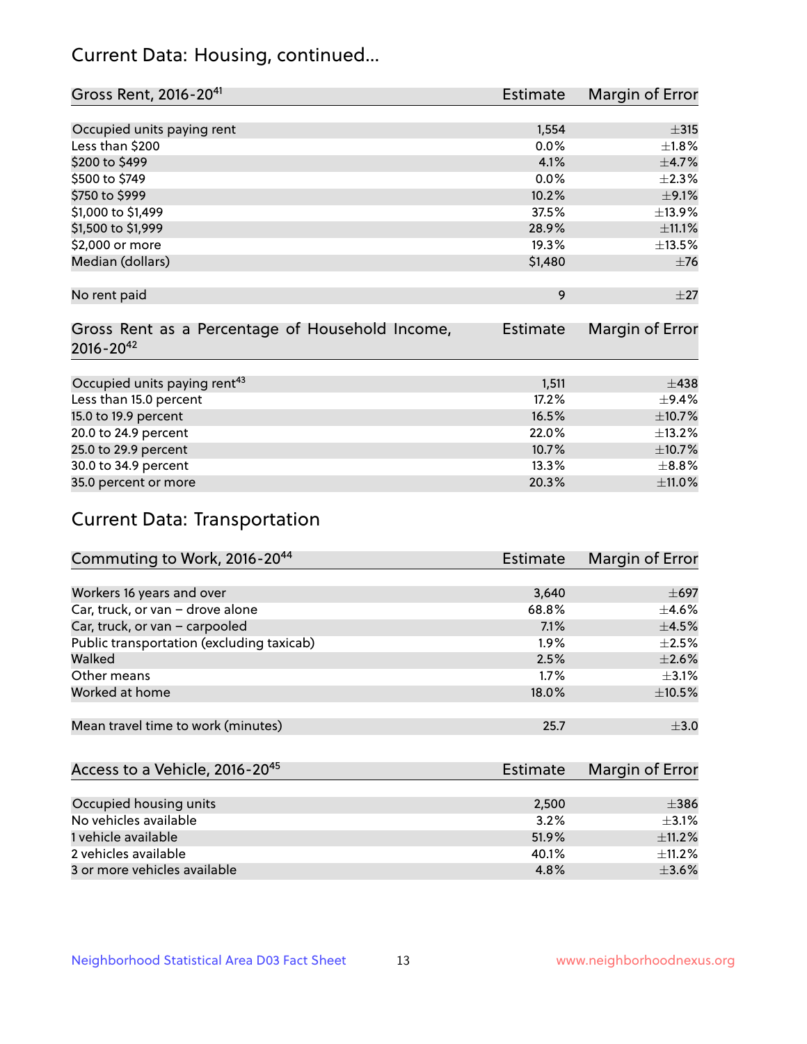## Current Data: Housing, continued...

| Gross Rent, 2016-20[41] | Estimate | Margin of Error |
|---|---|---|
| Occupied units paying rent | 1,554 | ±315 |
| Less than $200 | 0.0% | ±1.8% |
| $200 to $499 | 4.1% | ±4.7% |
| $500 to $749 | 0.0% | ±2.3% |
| $750 to $999 | 10.2% | ±9.1% |
| $1,000 to $1,499 | 37.5% | ±13.9% |
| $1,500 to $1,999 | 28.9% | ±11.1% |
| $2,000 or more | 19.3% | ±13.5% |
| Median (dollars) | $1,480 | ±76 |
| No rent paid | 9 | ±27 |

| Gross Rent as a Percentage of Household Income, 2016-20[42] | Estimate | Margin of Error |
|---|---|---|
| Occupied units paying rent[43] | 1,511 | ±438 |
| Less than 15.0 percent | 17.2% | ±9.4% |
| 15.0 to 19.9 percent | 16.5% | ±10.7% |
| 20.0 to 24.9 percent | 22.0% | ±13.2% |
| 25.0 to 29.9 percent | 10.7% | ±10.7% |
| 30.0 to 34.9 percent | 13.3% | ±8.8% |
| 35.0 percent or more | 20.3% | ±11.0% |

## Current Data: Transportation

| Commuting to Work, 2016-20[44] | Estimate | Margin of Error |
|---|---|---|
| Workers 16 years and over | 3,640 | ±697 |
| Car, truck, or van – drove alone | 68.8% | ±4.6% |
| Car, truck, or van – carpooled | 7.1% | ±4.5% |
| Public transportation (excluding taxicab) | 1.9% | ±2.5% |
| Walked | 2.5% | ±2.6% |
| Other means | 1.7% | ±3.1% |
| Worked at home | 18.0% | ±10.5% |
| Mean travel time to work (minutes) | 25.7 | ±3.0 |

| Access to a Vehicle, 2016-20[45] | Estimate | Margin of Error |
|---|---|---|
| Occupied housing units | 2,500 | ±386 |
| No vehicles available | 3.2% | ±3.1% |
| 1 vehicle available | 51.9% | ±11.2% |
| 2 vehicles available | 40.1% | ±11.2% |
| 3 or more vehicles available | 4.8% | ±3.6% |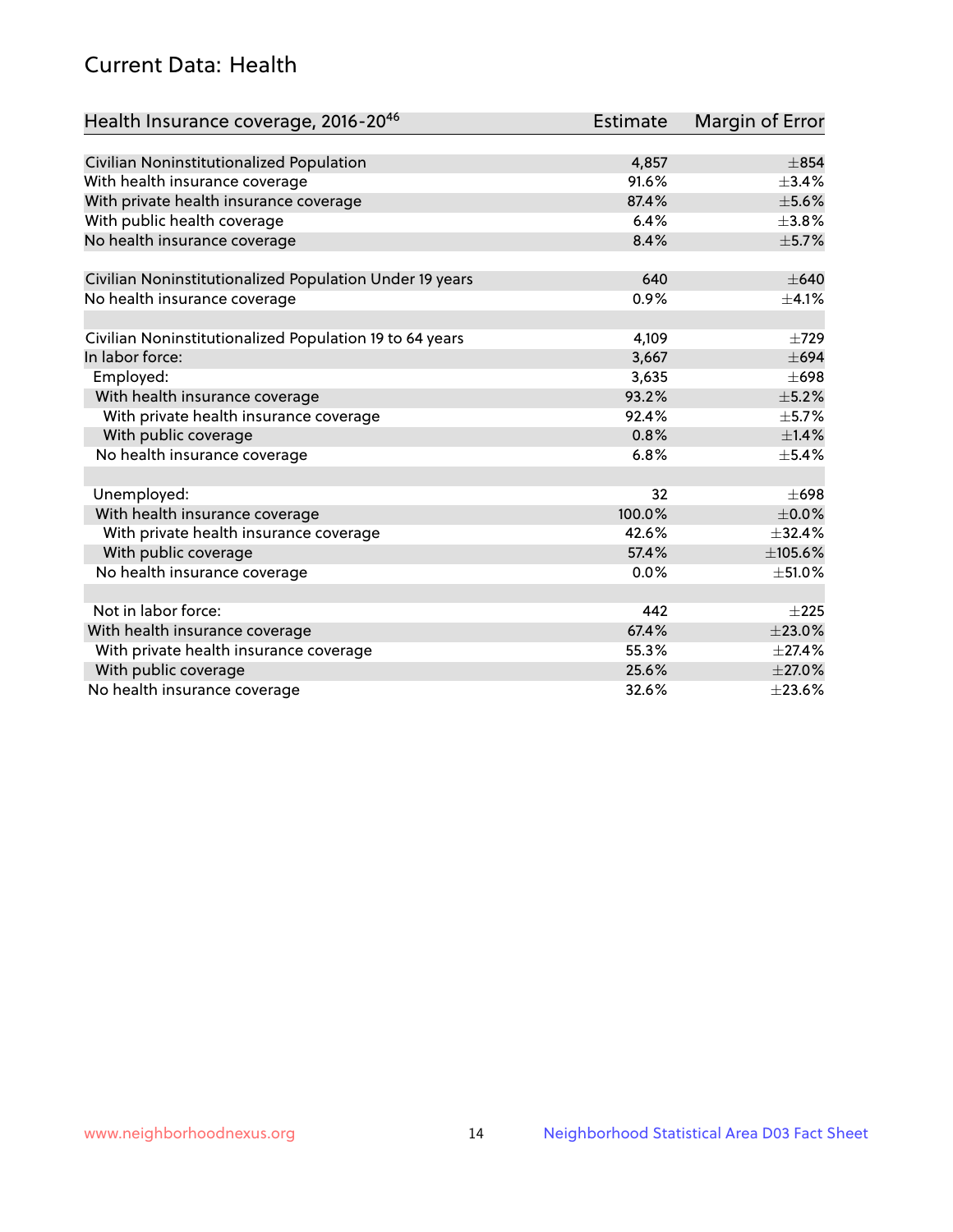## Current Data: Health

| Health Insurance coverage, 2016-20[46] | Estimate | Margin of Error |
|---|---|---|
| Civilian Noninstitutionalized Population | 4,857 | ±854 |
| With health insurance coverage | 91.6% | ±3.4% |
| With private health insurance coverage | 87.4% | ±5.6% |
| With public health coverage | 6.4% | ±3.8% |
| No health insurance coverage | 8.4% | ±5.7% |
| | | |
| Civilian Noninstitutionalized Population Under 19 years | 640 | ±640 |
| No health insurance coverage | 0.9% | ±4.1% |
| | | |
| Civilian Noninstitutionalized Population 19 to 64 years | 4,109 | ±729 |
| In labor force: | 3,667 | ±694 |
| Employed: | 3,635 | ±698 |
| With health insurance coverage | 93.2% | ±5.2% |
| With private health insurance coverage | 92.4% | ±5.7% |
| With public coverage | 0.8% | ±1.4% |
| No health insurance coverage | 6.8% | ±5.4% |
| | | |
| Unemployed: | 32 | ±698 |
| With health insurance coverage | 100.0% | ±0.0% |
| With private health insurance coverage | 42.6% | ±32.4% |
| With public coverage | 57.4% | ±105.6% |
| No health insurance coverage | 0.0% | ±51.0% |
| | | |
| Not in labor force: | 442 | ±225 |
| With health insurance coverage | 67.4% | ±23.0% |
| With private health insurance coverage | 55.3% | ±27.4% |
| With public coverage | 25.6% | ±27.0% |
| No health insurance coverage | 32.6% | ±23.6% |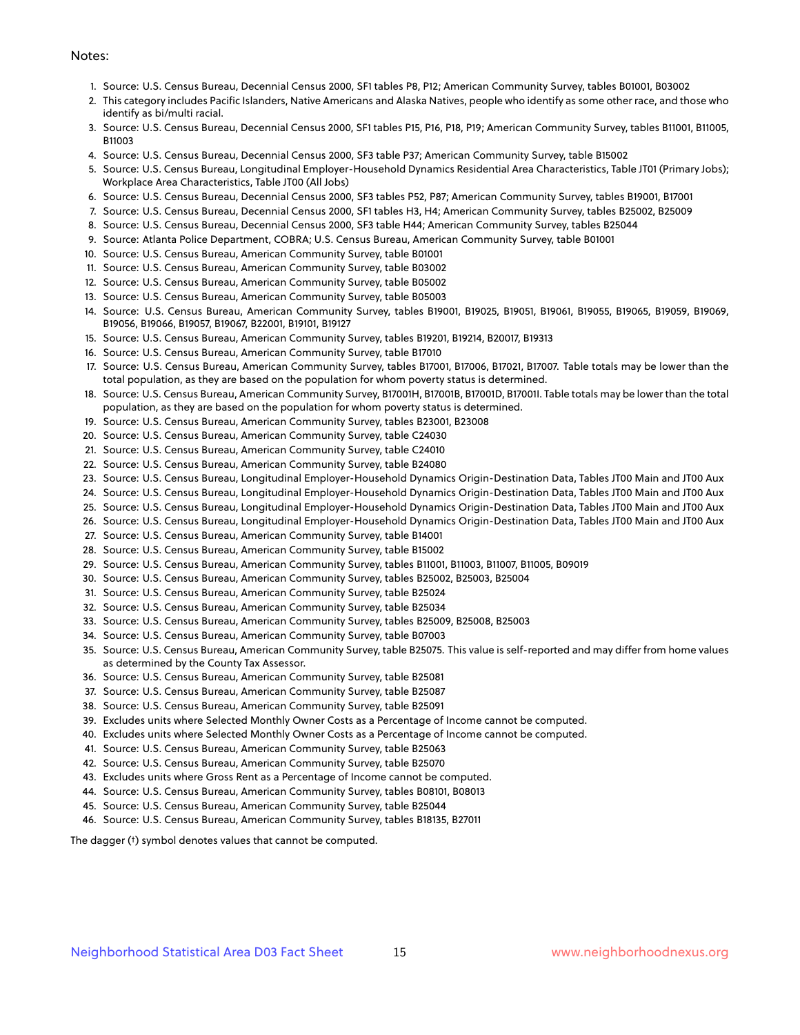Notes:

1. Source: U.S. Census Bureau, Decennial Census 2000, SF1 tables P8, P12; American Community Survey, tables B01001, B03002
2. This category includes Pacific Islanders, Native Americans and Alaska Natives, people who identify as some other race, and those who identify as bi/multi racial.
3. Source: U.S. Census Bureau, Decennial Census 2000, SF1 tables P15, P16, P18, P19; American Community Survey, tables B11001, B11005, B11003
4. Source: U.S. Census Bureau, Decennial Census 2000, SF3 table P37; American Community Survey, table B15002
5. Source: U.S. Census Bureau, Longitudinal Employer-Household Dynamics Residential Area Characteristics, Table JT01 (Primary Jobs); Workplace Area Characteristics, Table JT00 (All Jobs)
6. Source: U.S. Census Bureau, Decennial Census 2000, SF3 tables P52, P87; American Community Survey, tables B19001, B17001
7. Source: U.S. Census Bureau, Decennial Census 2000, SF1 tables H3, H4; American Community Survey, tables B25002, B25009
8. Source: U.S. Census Bureau, Decennial Census 2000, SF3 table H44; American Community Survey, tables B25044
9. Source: Atlanta Police Department, COBRA; U.S. Census Bureau, American Community Survey, table B01001
10. Source: U.S. Census Bureau, American Community Survey, table B01001
11. Source: U.S. Census Bureau, American Community Survey, table B03002
12. Source: U.S. Census Bureau, American Community Survey, table B05002
13. Source: U.S. Census Bureau, American Community Survey, table B05003
14. Source: U.S. Census Bureau, American Community Survey, tables B19001, B19025, B19051, B19061, B19055, B19065, B19059, B19069, B19056, B19066, B19057, B19067, B22001, B19101, B19127
15. Source: U.S. Census Bureau, American Community Survey, tables B19201, B19214, B20017, B19313
16. Source: U.S. Census Bureau, American Community Survey, table B17010
17. Source: U.S. Census Bureau, American Community Survey, tables B17001, B17006, B17021, B17007. Table totals may be lower than the total population, as they are based on the population for whom poverty status is determined.
18. Source: U.S. Census Bureau, American Community Survey, B17001H, B17001B, B17001D, B17001I. Table totals may be lower than the total population, as they are based on the population for whom poverty status is determined.
19. Source: U.S. Census Bureau, American Community Survey, tables B23001, B23008
20. Source: U.S. Census Bureau, American Community Survey, table C24030
21. Source: U.S. Census Bureau, American Community Survey, table C24010
22. Source: U.S. Census Bureau, American Community Survey, table B24080
23. Source: U.S. Census Bureau, Longitudinal Employer-Household Dynamics Origin-Destination Data, Tables JT00 Main and JT00 Aux
24. Source: U.S. Census Bureau, Longitudinal Employer-Household Dynamics Origin-Destination Data, Tables JT00 Main and JT00 Aux
25. Source: U.S. Census Bureau, Longitudinal Employer-Household Dynamics Origin-Destination Data, Tables JT00 Main and JT00 Aux
26. Source: U.S. Census Bureau, Longitudinal Employer-Household Dynamics Origin-Destination Data, Tables JT00 Main and JT00 Aux
27. Source: U.S. Census Bureau, American Community Survey, table B14001
28. Source: U.S. Census Bureau, American Community Survey, table B15002
29. Source: U.S. Census Bureau, American Community Survey, tables B11001, B11003, B11007, B11005, B09019
30. Source: U.S. Census Bureau, American Community Survey, tables B25002, B25003, B25004
31. Source: U.S. Census Bureau, American Community Survey, table B25024
32. Source: U.S. Census Bureau, American Community Survey, table B25034
33. Source: U.S. Census Bureau, American Community Survey, tables B25009, B25008, B25003
34. Source: U.S. Census Bureau, American Community Survey, table B07003
35. Source: U.S. Census Bureau, American Community Survey, table B25075. This value is self-reported and may differ from home values as determined by the County Tax Assessor.
36. Source: U.S. Census Bureau, American Community Survey, table B25081
37. Source: U.S. Census Bureau, American Community Survey, table B25087
38. Source: U.S. Census Bureau, American Community Survey, table B25091
39. Excludes units where Selected Monthly Owner Costs as a Percentage of Income cannot be computed.
40. Excludes units where Selected Monthly Owner Costs as a Percentage of Income cannot be computed.
41. Source: U.S. Census Bureau, American Community Survey, table B25063
42. Source: U.S. Census Bureau, American Community Survey, table B25070
43. Excludes units where Gross Rent as a Percentage of Income cannot be computed.
44. Source: U.S. Census Bureau, American Community Survey, tables B08101, B08013
45. Source: U.S. Census Bureau, American Community Survey, table B25044
46. Source: U.S. Census Bureau, American Community Survey, tables B18135, B27011

The dagger (†) symbol denotes values that cannot be computed.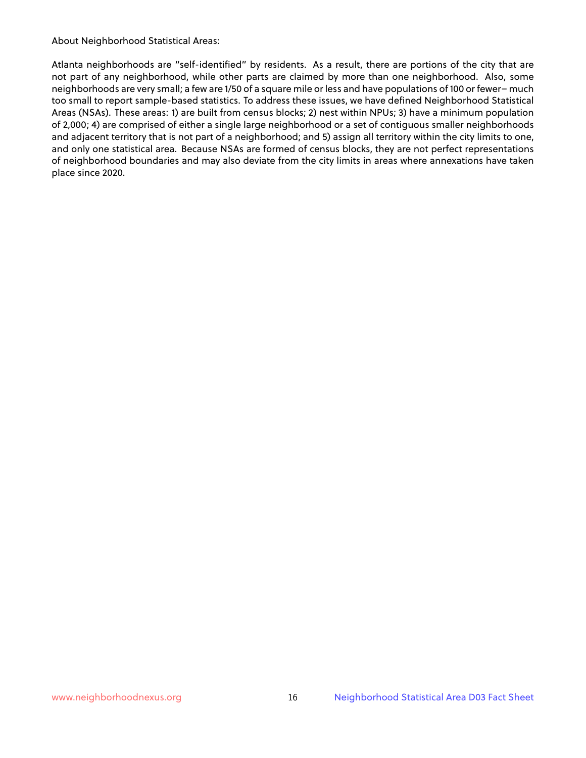About Neighborhood Statistical Areas:

Atlanta neighborhoods are "self-identified" by residents. As a result, there are portions of the city that are not part of any neighborhood, while other parts are claimed by more than one neighborhood. Also, some neighborhoods are very small; a few are 1/50 of a square mile or less and have populations of 100 or fewer– much too small to report sample-based statistics. To address these issues, we have defined Neighborhood Statistical Areas (NSAs). These areas: 1) are built from census blocks; 2) nest within NPUs; 3) have a minimum population of 2,000; 4) are comprised of either a single large neighborhood or a set of contiguous smaller neighborhoods and adjacent territory that is not part of a neighborhood; and 5) assign all territory within the city limits to one, and only one statistical area. Because NSAs are formed of census blocks, they are not perfect representations of neighborhood boundaries and may also deviate from the city limits in areas where annexations have taken place since 2020.